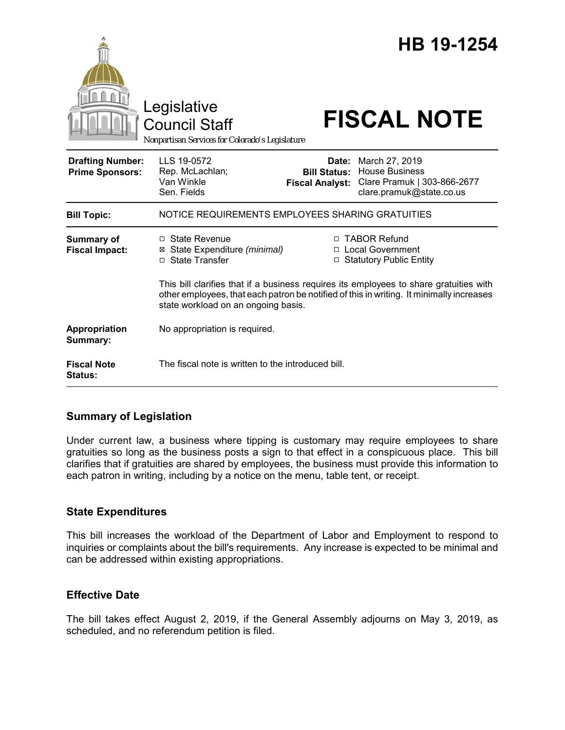# HB 19-1254

Legislative Council Staff

*Nonpartisan Services for Colorado's Legislature*

# FISCAL NOTE

| | | | |
|---|---|---|---|
| **Drafting Number:** | LLS 19-0572 | **Date:** | March 27, 2019 |
| **Prime Sponsors:** | Rep. McLachlan; Van Winkle<br>Sen. Fields | **Bill Status:** | House Business |
| | | **Fiscal Analyst:** | Clare Pramuk \| 303-866-2677<br>clare.pramuk@state.co.us |

| | |
|---|---|
| **Bill Topic:** | NOTICE REQUIREMENTS EMPLOYEES SHARING GRATUITIES |
| **Summary of Fiscal Impact:** | ☐ State Revenue<br>☒ State Expenditure *(minimal)*<br>☐ State Transfer<br>☐ TABOR Refund<br>☐ Local Government<br>☐ Statutory Public Entity<br><br>This bill clarifies that if a business requires its employees to share gratuities with other employees, that each patron be notified of this in writing. It minimally increases state workload on an ongoing basis. |
| **Appropriation Summary:** | No appropriation is required. |
| **Fiscal Note Status:** | The fiscal note is written to the introduced bill. |

## Summary of Legislation

Under current law, a business where tipping is customary may require employees to share gratuities so long as the business posts a sign to that effect in a conspicuous place. This bill clarifies that if gratuities are shared by employees, the business must provide this information to each patron in writing, including by a notice on the menu, table tent, or receipt.

## State Expenditures

This bill increases the workload of the Department of Labor and Employment to respond to inquiries or complaints about the bill's requirements. Any increase is expected to be minimal and can be addressed within existing appropriations.

## Effective Date

The bill takes effect August 2, 2019, if the General Assembly adjourns on May 3, 2019, as scheduled, and no referendum petition is filed.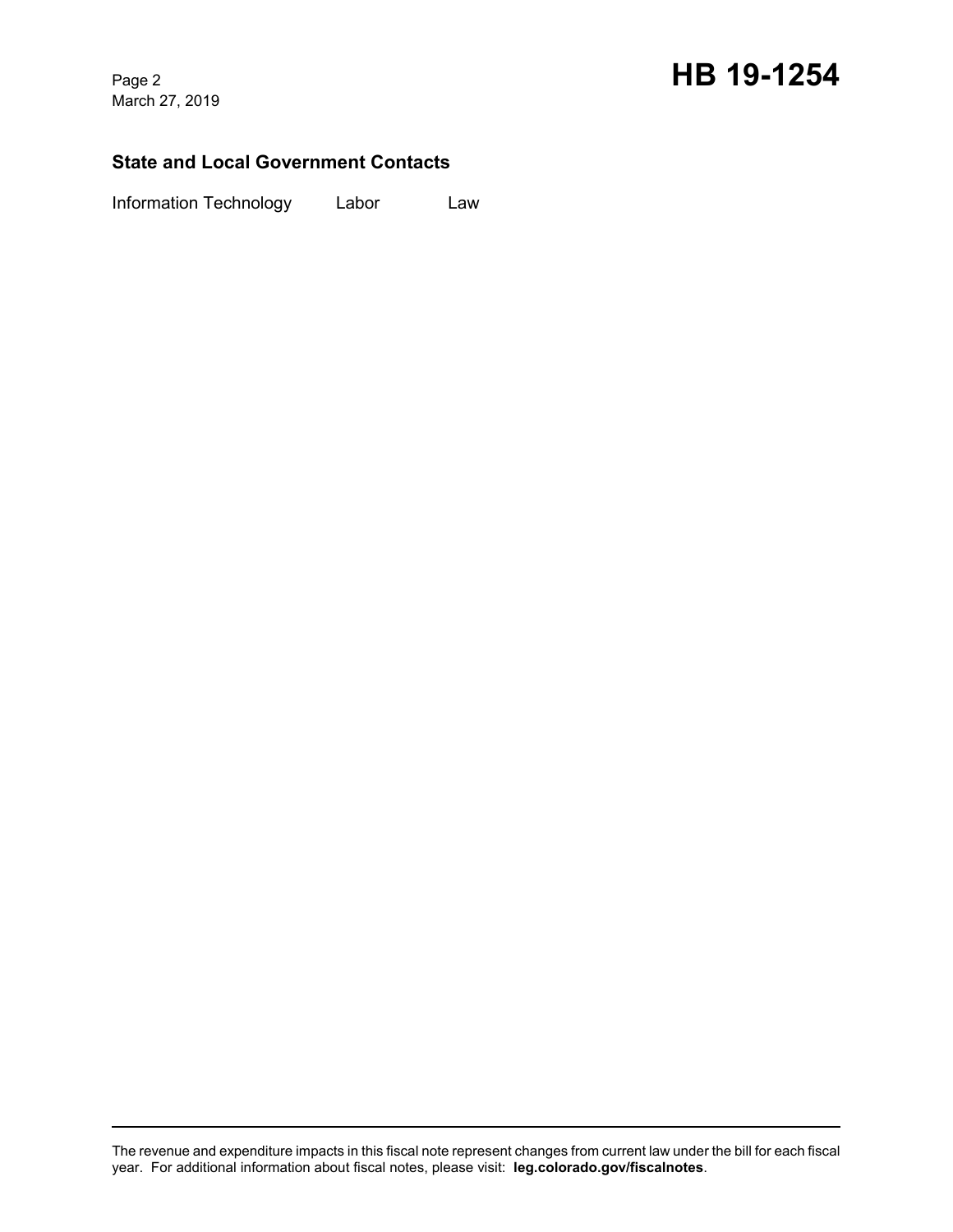## State and Local Government Contacts

Information Technology Labor Law

The revenue and expenditure impacts in this fiscal note represent changes from current law under the bill for each fiscal year. For additional information about fiscal notes, please visit: **leg.colorado.gov/fiscalnotes**.